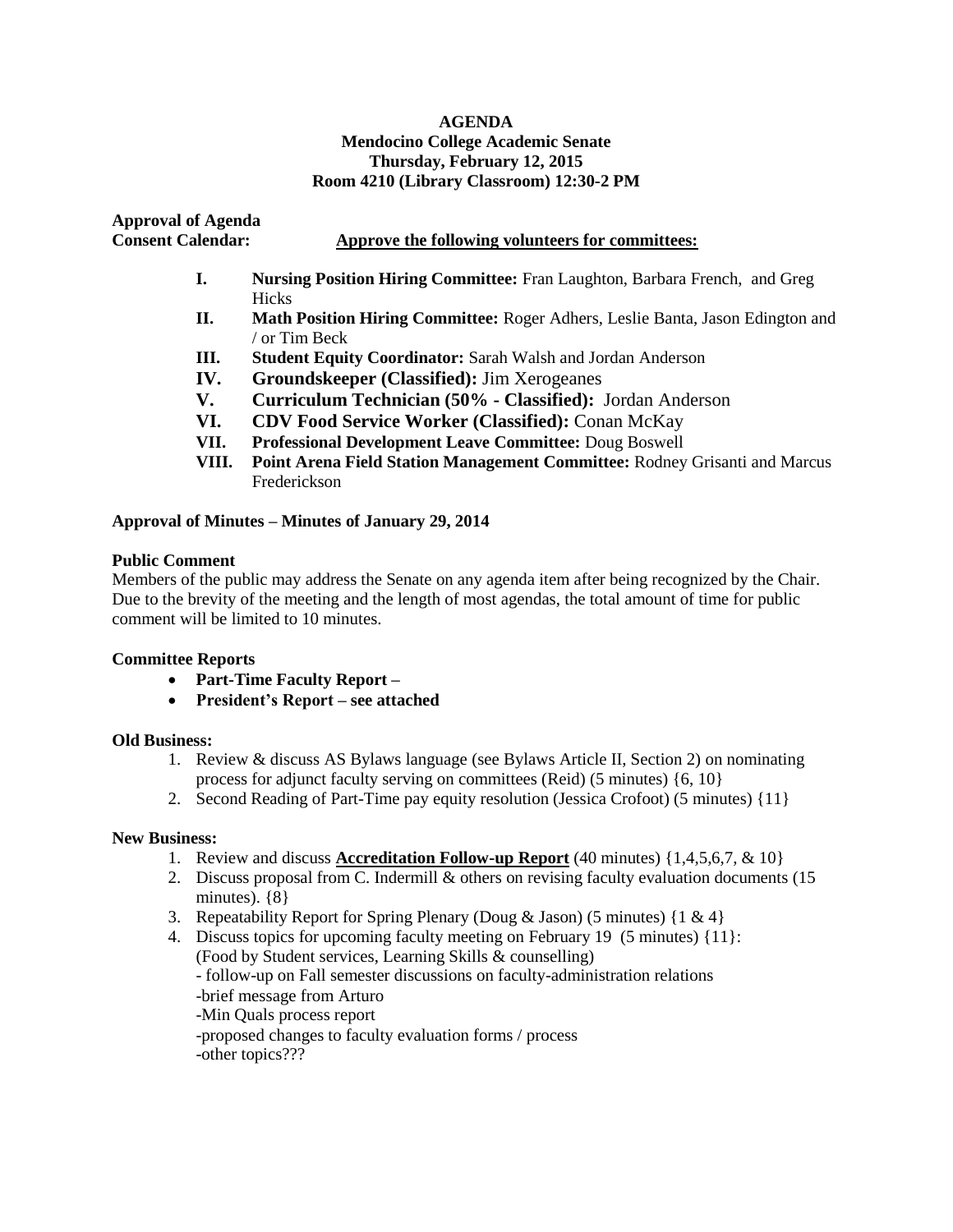**AGENDA**
**Mendocino College Academic Senate**
**Thursday, February 12, 2015**
**Room 4210 (Library Classroom) 12:30-2 PM**

**Approval of Agenda**

**Consent Calendar:** **Approve the following volunteers for committees:**

- **I. Nursing Position Hiring Committee:** Fran Laughton, Barbara French, and Greg Hicks
- **II. Math Position Hiring Committee:** Roger Adhers, Leslie Banta, Jason Edington and / or Tim Beck
- **III. Student Equity Coordinator:** Sarah Walsh and Jordan Anderson
- **IV. Groundskeeper (Classified):** Jim Xerogeanes
- **V. Curriculum Technician (50% - Classified):** Jordan Anderson
- **VI. CDV Food Service Worker (Classified):** Conan McKay
- **VII. Professional Development Leave Committee:** Doug Boswell
- **VIII. Point Arena Field Station Management Committee:** Rodney Grisanti and Marcus Frederickson

**Approval of Minutes – Minutes of January 29, 2014**

**Public Comment**

Members of the public may address the Senate on any agenda item after being recognized by the Chair. Due to the brevity of the meeting and the length of most agendas, the total amount of time for public comment will be limited to 10 minutes.

**Committee Reports**

- **Part-Time Faculty Report –**
- **President's Report – see attached**

**Old Business:**

1. Review & discuss AS Bylaws language (see Bylaws Article II, Section 2) on nominating process for adjunct faculty serving on committees (Reid) (5 minutes) {6, 10}
2. Second Reading of Part-Time pay equity resolution (Jessica Crofoot) (5 minutes) {11}

**New Business:**

1. Review and discuss **Accreditation Follow-up Report** (40 minutes) {1,4,5,6,7, & 10}
2. Discuss proposal from C. Indermill & others on revising faculty evaluation documents (15 minutes). {8}
3. Repeatability Report for Spring Plenary (Doug & Jason) (5 minutes) {1 & 4}
4. Discuss topics for upcoming faculty meeting on February 19 (5 minutes) {11}:
   (Food by Student services, Learning Skills & counselling)
   - follow-up on Fall semester discussions on faculty-administration relations
   -brief message from Arturo
   -Min Quals process report
   -proposed changes to faculty evaluation forms / process
   -other topics???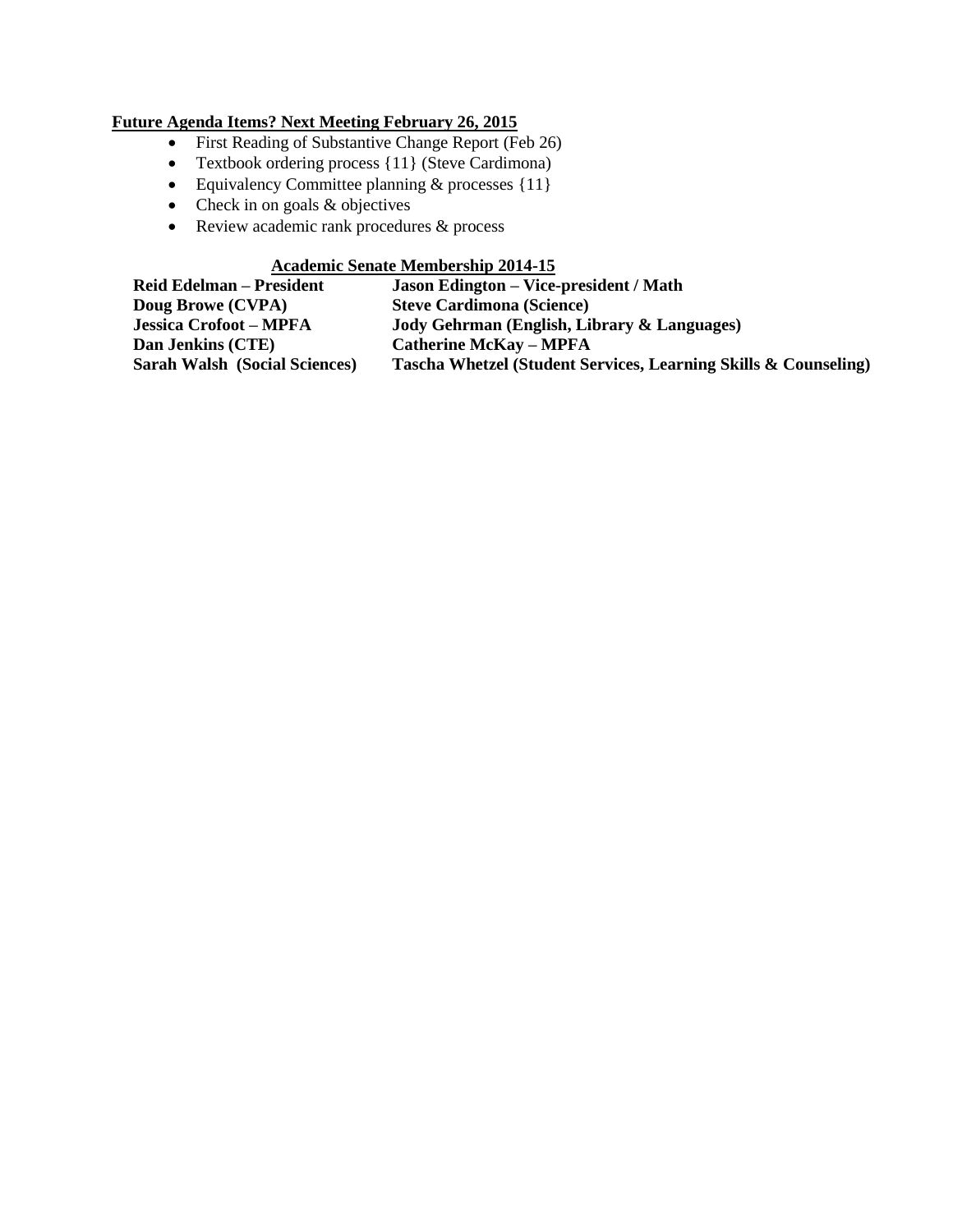**Future Agenda Items? Next Meeting February 26, 2015**

- First Reading of Substantive Change Report (Feb 26)
- Textbook ordering process {11} (Steve Cardimona)
- Equivalency Committee planning & processes {11}
- Check in on goals & objectives
- Review academic rank procedures & process

**Academic Senate Membership 2014-15**

| | |
|---|---|
| **Reid Edelman – President** | **Jason Edington – Vice-president / Math** |
| **Doug Browe (CVPA)** | **Steve Cardimona (Science)** |
| **Jessica Crofoot – MPFA** | **Jody Gehrman (English, Library & Languages)** |
| **Dan Jenkins (CTE)** | **Catherine McKay – MPFA** |
| **Sarah Walsh (Social Sciences)** | **Tascha Whetzel (Student Services, Learning Skills & Counseling)** |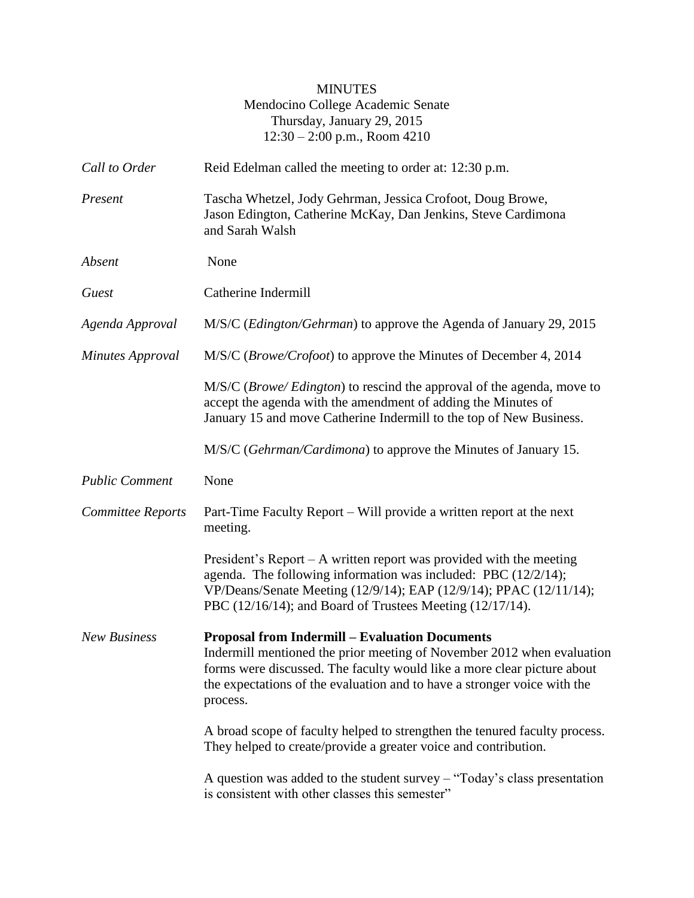MINUTES

Mendocino College Academic Senate

Thursday, January 29, 2015

12:30 – 2:00 p.m., Room 4210

| | |
|---|---|
| *Call to Order* | Reid Edelman called the meeting to order at: 12:30 p.m. |
| *Present* | Tascha Whetzel, Jody Gehrman, Jessica Crofoot, Doug Browe, Jason Edington, Catherine McKay, Dan Jenkins, Steve Cardimona and Sarah Walsh |
| *Absent* | None |
| *Guest* | Catherine Indermill |
| *Agenda Approval* | M/S/C (*Edington/Gehrman*) to approve the Agenda of January 29, 2015 |
| *Minutes Approval* | M/S/C (*Browe/Crofoot*) to approve the Minutes of December 4, 2014 |

M/S/C (*Browe/ Edington*) to rescind the approval of the agenda, move to accept the agenda with the amendment of adding the Minutes of January 15 and move Catherine Indermill to the top of New Business.

M/S/C (*Gehrman/Cardimona*) to approve the Minutes of January 15.

*Public Comment* None

*Committee Reports*

Part-Time Faculty Report – Will provide a written report at the next meeting.

President's Report – A written report was provided with the meeting agenda. The following information was included: PBC (12/2/14); VP/Deans/Senate Meeting (12/9/14); EAP (12/9/14); PPAC (12/11/14); PBC (12/16/14); and Board of Trustees Meeting (12/17/14).

*New Business*

**Proposal from Indermill – Evaluation Documents**

Indermill mentioned the prior meeting of November 2012 when evaluation forms were discussed. The faculty would like a more clear picture about the expectations of the evaluation and to have a stronger voice with the process.

A broad scope of faculty helped to strengthen the tenured faculty process. They helped to create/provide a greater voice and contribution.

A question was added to the student survey – "Today's class presentation is consistent with other classes this semester"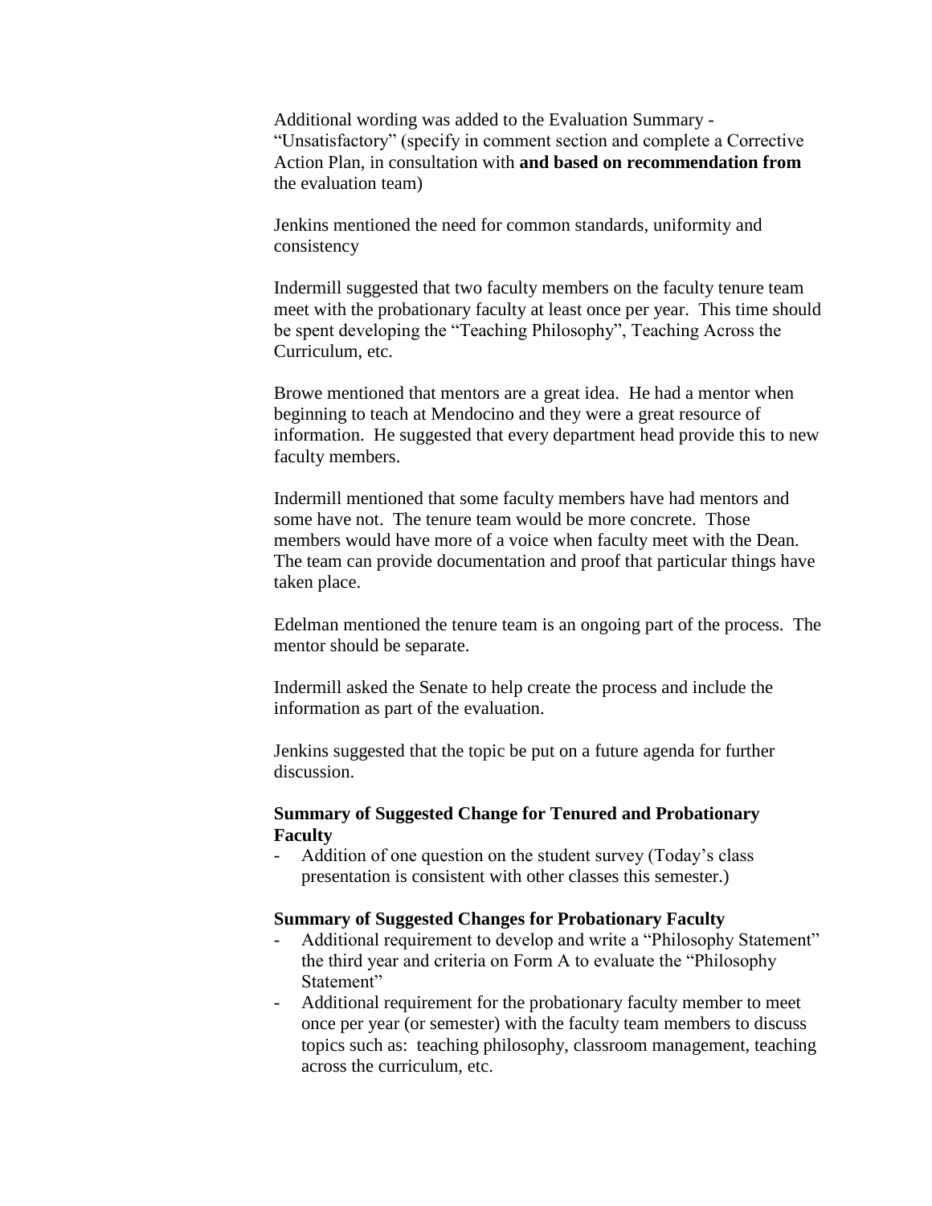Additional wording was added to the Evaluation Summary - "Unsatisfactory" (specify in comment section and complete a Corrective Action Plan, in consultation with **and based on recommendation from** the evaluation team)

Jenkins mentioned the need for common standards, uniformity and consistency

Indermill suggested that two faculty members on the faculty tenure team meet with the probationary faculty at least once per year. This time should be spent developing the "Teaching Philosophy", Teaching Across the Curriculum, etc.

Browe mentioned that mentors are a great idea. He had a mentor when beginning to teach at Mendocino and they were a great resource of information. He suggested that every department head provide this to new faculty members.

Indermill mentioned that some faculty members have had mentors and some have not. The tenure team would be more concrete. Those members would have more of a voice when faculty meet with the Dean. The team can provide documentation and proof that particular things have taken place.

Edelman mentioned the tenure team is an ongoing part of the process. The mentor should be separate.

Indermill asked the Senate to help create the process and include the information as part of the evaluation.

Jenkins suggested that the topic be put on a future agenda for further discussion.

**Summary of Suggested Change for Tenured and Probationary Faculty**

- Addition of one question on the student survey (Today's class presentation is consistent with other classes this semester.)

**Summary of Suggested Changes for Probationary Faculty**

- Additional requirement to develop and write a "Philosophy Statement" the third year and criteria on Form A to evaluate the "Philosophy Statement"
- Additional requirement for the probationary faculty member to meet once per year (or semester) with the faculty team members to discuss topics such as: teaching philosophy, classroom management, teaching across the curriculum, etc.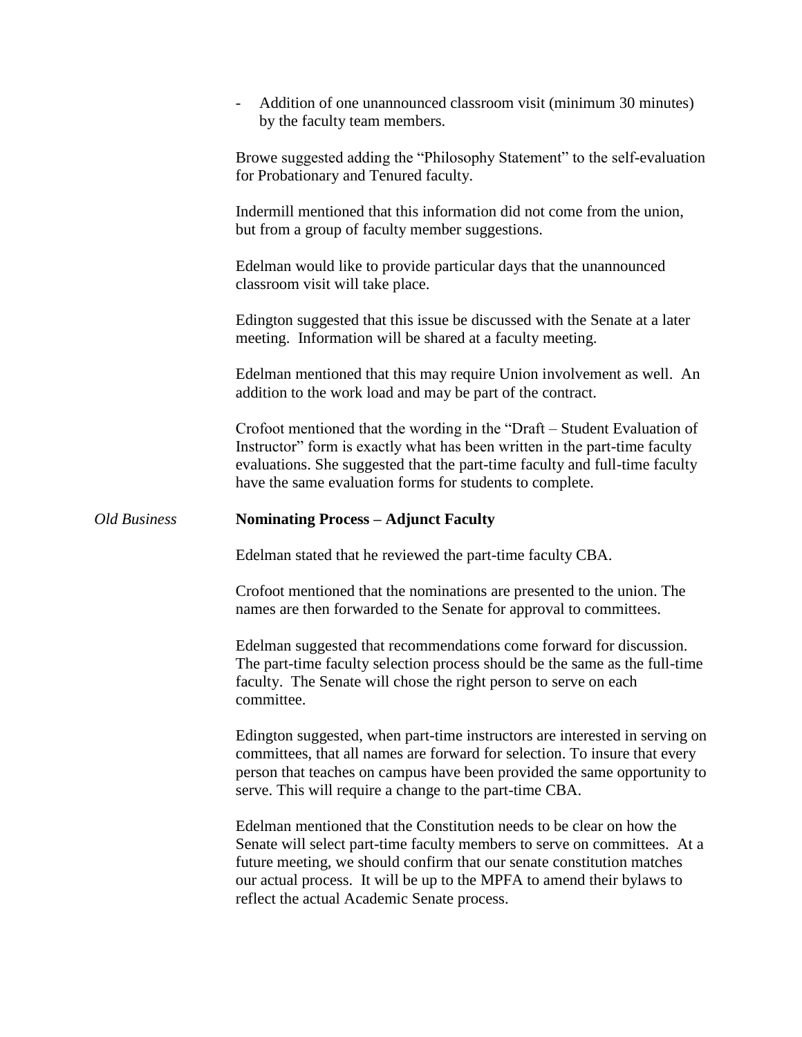- Addition of one unannounced classroom visit (minimum 30 minutes) by the faculty team members.

Browe suggested adding the "Philosophy Statement" to the self-evaluation for Probationary and Tenured faculty.

Indermill mentioned that this information did not come from the union, but from a group of faculty member suggestions.

Edelman would like to provide particular days that the unannounced classroom visit will take place.

Edington suggested that this issue be discussed with the Senate at a later meeting. Information will be shared at a faculty meeting.

Edelman mentioned that this may require Union involvement as well. An addition to the work load and may be part of the contract.

Crofoot mentioned that the wording in the "Draft – Student Evaluation of Instructor" form is exactly what has been written in the part-time faculty evaluations. She suggested that the part-time faculty and full-time faculty have the same evaluation forms for students to complete.

*Old Business* **Nominating Process – Adjunct Faculty**

Edelman stated that he reviewed the part-time faculty CBA.

Crofoot mentioned that the nominations are presented to the union. The names are then forwarded to the Senate for approval to committees.

Edelman suggested that recommendations come forward for discussion. The part-time faculty selection process should be the same as the full-time faculty. The Senate will chose the right person to serve on each committee.

Edington suggested, when part-time instructors are interested in serving on committees, that all names are forward for selection. To insure that every person that teaches on campus have been provided the same opportunity to serve. This will require a change to the part-time CBA.

Edelman mentioned that the Constitution needs to be clear on how the Senate will select part-time faculty members to serve on committees. At a future meeting, we should confirm that our senate constitution matches our actual process. It will be up to the MPFA to amend their bylaws to reflect the actual Academic Senate process.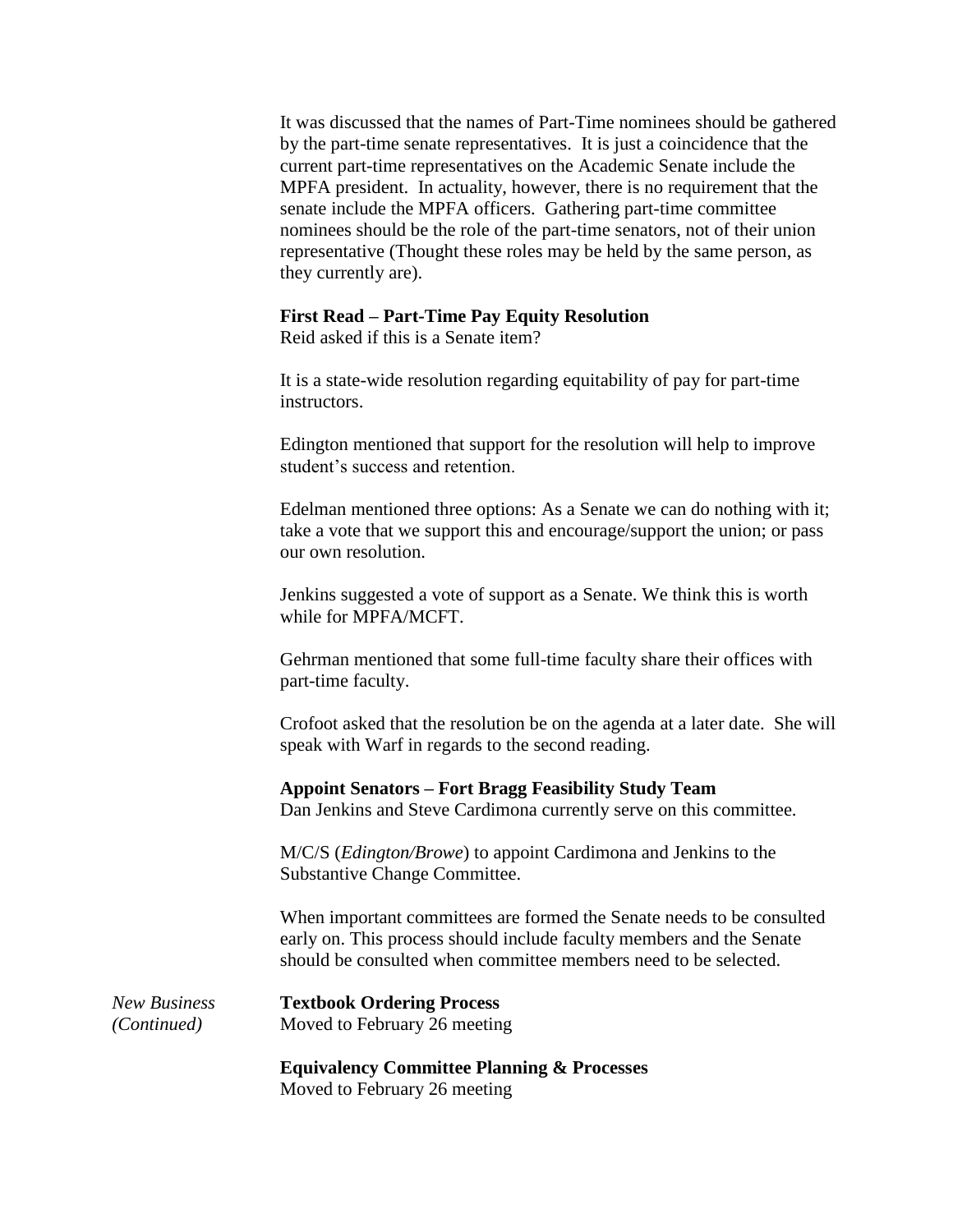It was discussed that the names of Part-Time nominees should be gathered by the part-time senate representatives. It is just a coincidence that the current part-time representatives on the Academic Senate include the MPFA president. In actuality, however, there is no requirement that the senate include the MPFA officers. Gathering part-time committee nominees should be the role of the part-time senators, not of their union representative (Thought these roles may be held by the same person, as they currently are).

**First Read – Part-Time Pay Equity Resolution**
Reid asked if this is a Senate item?

It is a state-wide resolution regarding equitability of pay for part-time instructors.

Edington mentioned that support for the resolution will help to improve student's success and retention.

Edelman mentioned three options: As a Senate we can do nothing with it; take a vote that we support this and encourage/support the union; or pass our own resolution.

Jenkins suggested a vote of support as a Senate. We think this is worth while for MPFA/MCFT.

Gehrman mentioned that some full-time faculty share their offices with part-time faculty.

Crofoot asked that the resolution be on the agenda at a later date. She will speak with Warf in regards to the second reading.

**Appoint Senators – Fort Bragg Feasibility Study Team**
Dan Jenkins and Steve Cardimona currently serve on this committee.

M/C/S (*Edington/Browe*) to appoint Cardimona and Jenkins to the Substantive Change Committee.

When important committees are formed the Senate needs to be consulted early on. This process should include faculty members and the Senate should be consulted when committee members need to be selected.

*New Business (Continued)*

**Textbook Ordering Process**
Moved to February 26 meeting

**Equivalency Committee Planning & Processes**
Moved to February 26 meeting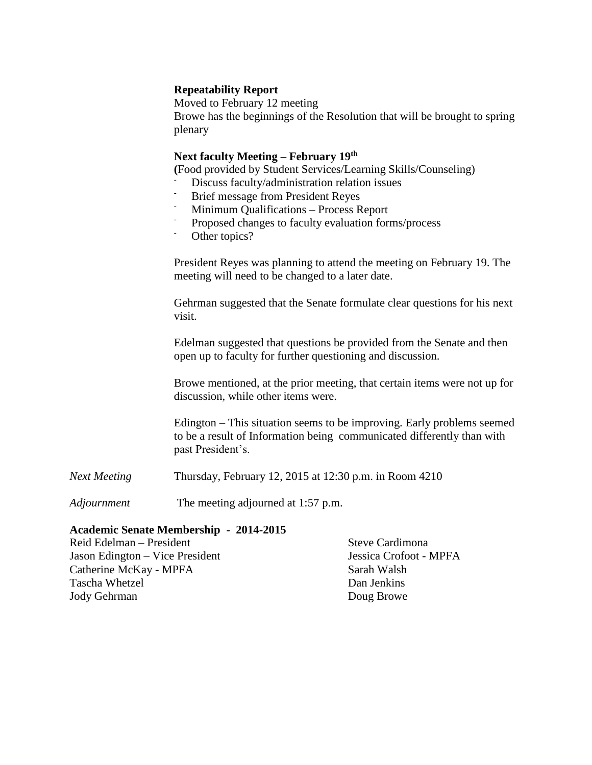**Repeatability Report**

Moved to February 12 meeting

Browe has the beginnings of the Resolution that will be brought to spring plenary

**Next faculty Meeting – February 19th**

**(**Food provided by Student Services/Learning Skills/Counseling)

- Discuss faculty/administration relation issues
- Brief message from President Reyes
- Minimum Qualifications – Process Report
- Proposed changes to faculty evaluation forms/process
- Other topics?

President Reyes was planning to attend the meeting on February 19. The meeting will need to be changed to a later date.

Gehrman suggested that the Senate formulate clear questions for his next visit.

Edelman suggested that questions be provided from the Senate and then open up to faculty for further questioning and discussion.

Browe mentioned, at the prior meeting, that certain items were not up for discussion, while other items were.

Edington – This situation seems to be improving. Early problems seemed to be a result of Information being communicated differently than with past President's.

*Next Meeting* Thursday, February 12, 2015 at 12:30 p.m. in Room 4210

*Adjournment* The meeting adjourned at 1:57 p.m.

**Academic Senate Membership - 2014-2015**

Reid Edelman – President
Jason Edington – Vice President
Catherine McKay - MPFA
Tascha Whetzel
Jody Gehrman
Steve Cardimona
Jessica Crofoot - MPFA
Sarah Walsh
Dan Jenkins
Doug Browe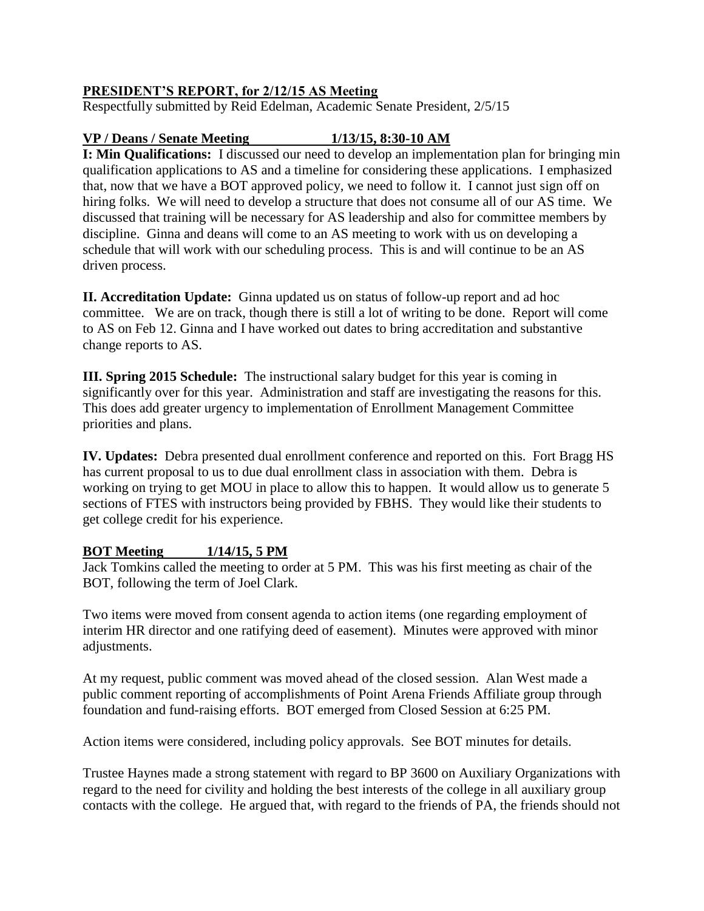**PRESIDENT'S REPORT, for 2/12/15 AS Meeting**

Respectfully submitted by Reid Edelman, Academic Senate President, 2/5/15

**VP / Deans / Senate Meeting 1/13/15, 8:30-10 AM**

**I: Min Qualifications:** I discussed our need to develop an implementation plan for bringing min qualification applications to AS and a timeline for considering these applications. I emphasized that, now that we have a BOT approved policy, we need to follow it. I cannot just sign off on hiring folks. We will need to develop a structure that does not consume all of our AS time. We discussed that training will be necessary for AS leadership and also for committee members by discipline. Ginna and deans will come to an AS meeting to work with us on developing a schedule that will work with our scheduling process. This is and will continue to be an AS driven process.

**II. Accreditation Update:** Ginna updated us on status of follow-up report and ad hoc committee. We are on track, though there is still a lot of writing to be done. Report will come to AS on Feb 12. Ginna and I have worked out dates to bring accreditation and substantive change reports to AS.

**III. Spring 2015 Schedule:** The instructional salary budget for this year is coming in significantly over for this year. Administration and staff are investigating the reasons for this. This does add greater urgency to implementation of Enrollment Management Committee priorities and plans.

**IV. Updates:** Debra presented dual enrollment conference and reported on this. Fort Bragg HS has current proposal to us to due dual enrollment class in association with them. Debra is working on trying to get MOU in place to allow this to happen. It would allow us to generate 5 sections of FTES with instructors being provided by FBHS. They would like their students to get college credit for his experience.

**BOT Meeting 1/14/15, 5 PM**

Jack Tomkins called the meeting to order at 5 PM. This was his first meeting as chair of the BOT, following the term of Joel Clark.

Two items were moved from consent agenda to action items (one regarding employment of interim HR director and one ratifying deed of easement). Minutes were approved with minor adjustments.

At my request, public comment was moved ahead of the closed session. Alan West made a public comment reporting of accomplishments of Point Arena Friends Affiliate group through foundation and fund-raising efforts. BOT emerged from Closed Session at 6:25 PM.

Action items were considered, including policy approvals. See BOT minutes for details.

Trustee Haynes made a strong statement with regard to BP 3600 on Auxiliary Organizations with regard to the need for civility and holding the best interests of the college in all auxiliary group contacts with the college. He argued that, with regard to the friends of PA, the friends should not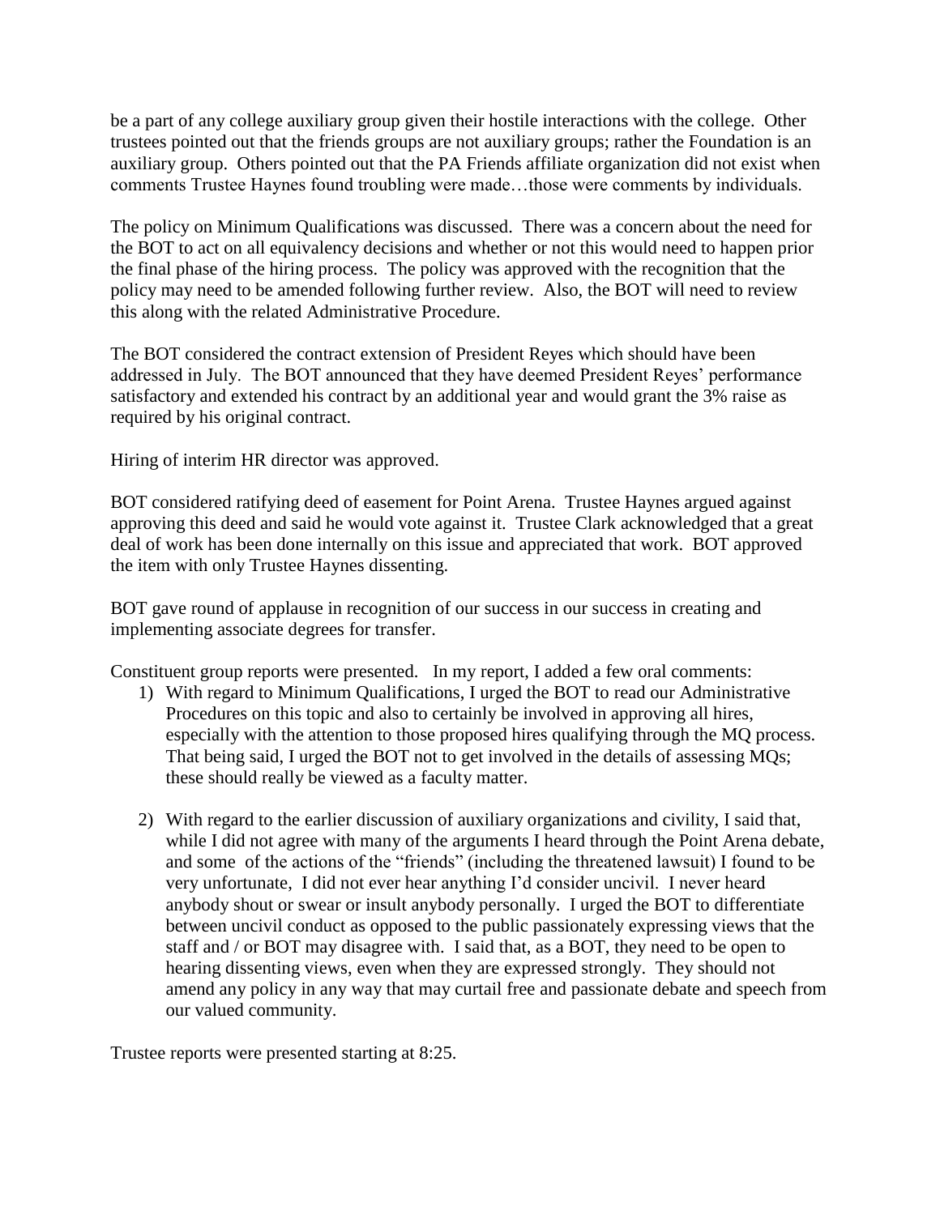be a part of any college auxiliary group given their hostile interactions with the college. Other trustees pointed out that the friends groups are not auxiliary groups; rather the Foundation is an auxiliary group. Others pointed out that the PA Friends affiliate organization did not exist when comments Trustee Haynes found troubling were made…those were comments by individuals.

The policy on Minimum Qualifications was discussed. There was a concern about the need for the BOT to act on all equivalency decisions and whether or not this would need to happen prior the final phase of the hiring process. The policy was approved with the recognition that the policy may need to be amended following further review. Also, the BOT will need to review this along with the related Administrative Procedure.

The BOT considered the contract extension of President Reyes which should have been addressed in July. The BOT announced that they have deemed President Reyes' performance satisfactory and extended his contract by an additional year and would grant the 3% raise as required by his original contract.

Hiring of interim HR director was approved.

BOT considered ratifying deed of easement for Point Arena. Trustee Haynes argued against approving this deed and said he would vote against it. Trustee Clark acknowledged that a great deal of work has been done internally on this issue and appreciated that work. BOT approved the item with only Trustee Haynes dissenting.

BOT gave round of applause in recognition of our success in our success in creating and implementing associate degrees for transfer.

Constituent group reports were presented. In my report, I added a few oral comments:

1) With regard to Minimum Qualifications, I urged the BOT to read our Administrative Procedures on this topic and also to certainly be involved in approving all hires, especially with the attention to those proposed hires qualifying through the MQ process. That being said, I urged the BOT not to get involved in the details of assessing MQs; these should really be viewed as a faculty matter.

2) With regard to the earlier discussion of auxiliary organizations and civility, I said that, while I did not agree with many of the arguments I heard through the Point Arena debate, and some of the actions of the "friends" (including the threatened lawsuit) I found to be very unfortunate, I did not ever hear anything I'd consider uncivil. I never heard anybody shout or swear or insult anybody personally. I urged the BOT to differentiate between uncivil conduct as opposed to the public passionately expressing views that the staff and / or BOT may disagree with. I said that, as a BOT, they need to be open to hearing dissenting views, even when they are expressed strongly. They should not amend any policy in any way that may curtail free and passionate debate and speech from our valued community.

Trustee reports were presented starting at 8:25.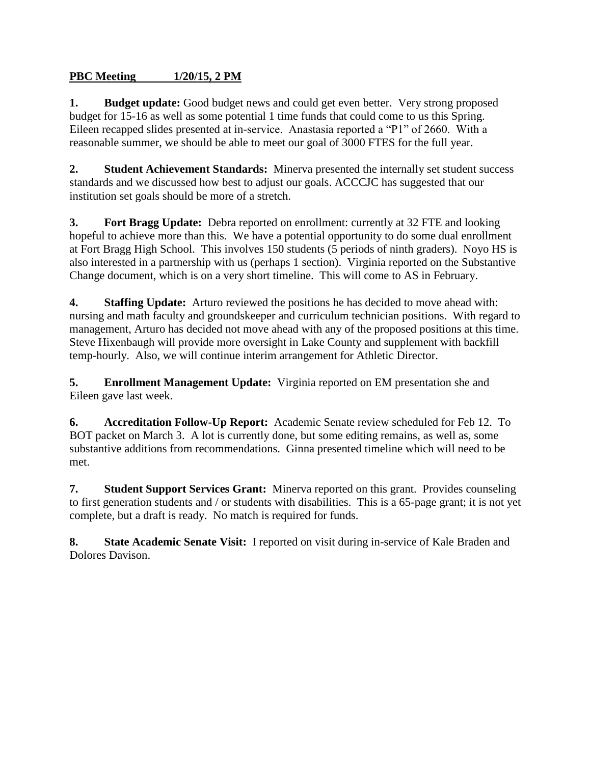**PBC Meeting 1/20/15, 2 PM**

**1. Budget update:** Good budget news and could get even better. Very strong proposed budget for 15-16 as well as some potential 1 time funds that could come to us this Spring. Eileen recapped slides presented at in-service. Anastasia reported a "P1" of 2660. With a reasonable summer, we should be able to meet our goal of 3000 FTES for the full year.

**2. Student Achievement Standards:** Minerva presented the internally set student success standards and we discussed how best to adjust our goals. ACCCJC has suggested that our institution set goals should be more of a stretch.

**3. Fort Bragg Update:** Debra reported on enrollment: currently at 32 FTE and looking hopeful to achieve more than this. We have a potential opportunity to do some dual enrollment at Fort Bragg High School. This involves 150 students (5 periods of ninth graders). Noyo HS is also interested in a partnership with us (perhaps 1 section). Virginia reported on the Substantive Change document, which is on a very short timeline. This will come to AS in February.

**4. Staffing Update:** Arturo reviewed the positions he has decided to move ahead with: nursing and math faculty and groundskeeper and curriculum technician positions. With regard to management, Arturo has decided not move ahead with any of the proposed positions at this time. Steve Hixenbaugh will provide more oversight in Lake County and supplement with backfill temp-hourly. Also, we will continue interim arrangement for Athletic Director.

**5. Enrollment Management Update:** Virginia reported on EM presentation she and Eileen gave last week.

**6. Accreditation Follow-Up Report:** Academic Senate review scheduled for Feb 12. To BOT packet on March 3. A lot is currently done, but some editing remains, as well as, some substantive additions from recommendations. Ginna presented timeline which will need to be met.

**7. Student Support Services Grant:** Minerva reported on this grant. Provides counseling to first generation students and / or students with disabilities. This is a 65-page grant; it is not yet complete, but a draft is ready. No match is required for funds.

**8. State Academic Senate Visit:** I reported on visit during in-service of Kale Braden and Dolores Davison.